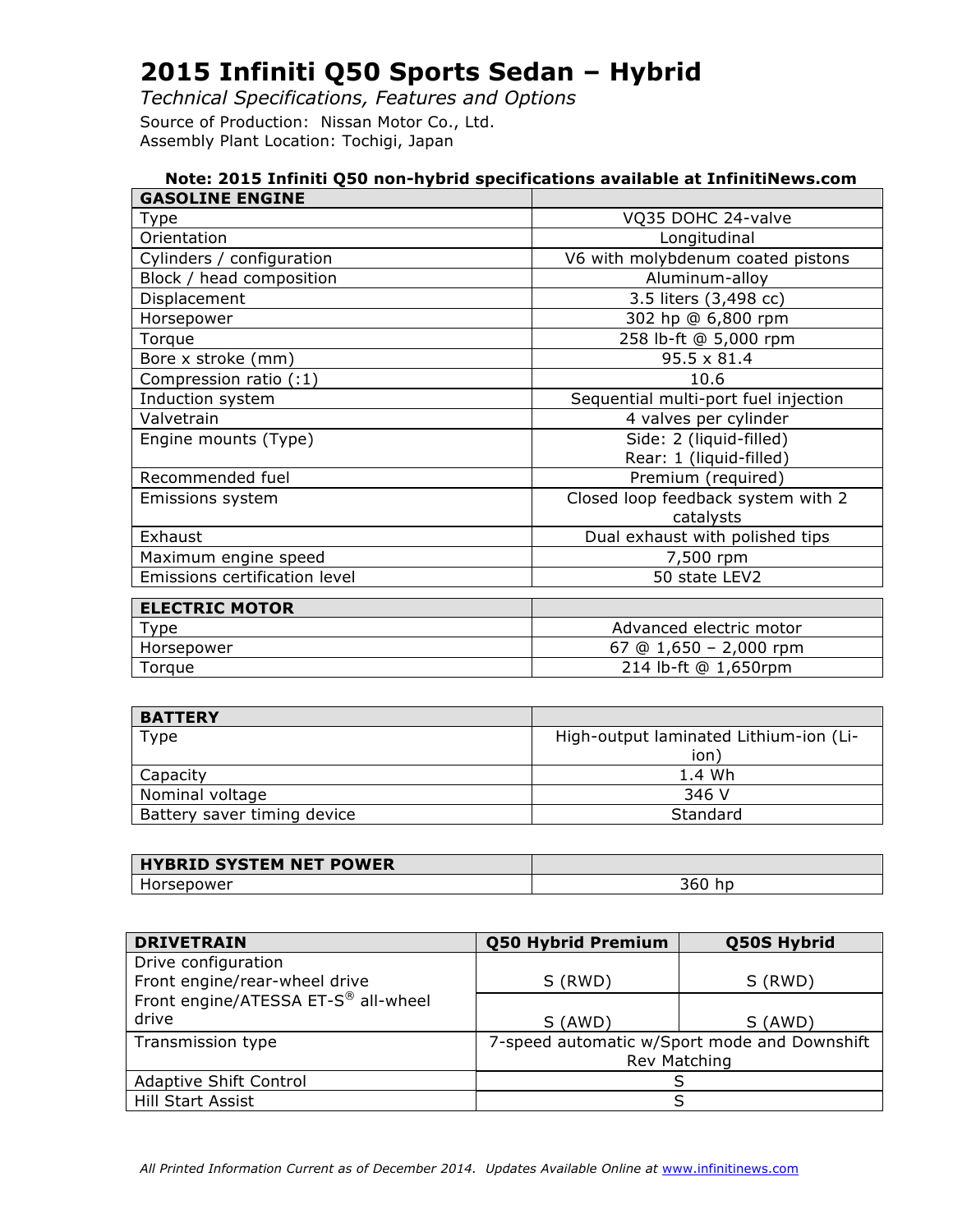# 2015 Infiniti Q50 Sports Sedan – Hybrid

*Technical Specifications, Features and Options*

Source of Production: Nissan Motor Co., Ltd.
Assembly Plant Location: Tochigi, Japan

**Note: 2015 Infiniti Q50 non-hybrid specifications available at InfinitiNews.com**

| GASOLINE ENGINE | |
|---|---|
| Type | VQ35 DOHC 24-valve |
| Orientation | Longitudinal |
| Cylinders / configuration | V6 with molybdenum coated pistons |
| Block / head composition | Aluminum-alloy |
| Displacement | 3.5 liters (3,498 cc) |
| Horsepower | 302 hp @ 6,800 rpm |
| Torque | 258 lb-ft @ 5,000 rpm |
| Bore x stroke (mm) | 95.5 x 81.4 |
| Compression ratio (:1) | 10.6 |
| Induction system | Sequential multi-port fuel injection |
| Valvetrain | 4 valves per cylinder |
| Engine mounts (Type) | Side: 2 (liquid-filled)<br>Rear: 1 (liquid-filled) |
| Recommended fuel | Premium (required) |
| Emissions system | Closed loop feedback system with 2 catalysts |
| Exhaust | Dual exhaust with polished tips |
| Maximum engine speed | 7,500 rpm |
| Emissions certification level | 50 state LEV2 |

| ELECTRIC MOTOR | |
|---|---|
| Type | Advanced electric motor |
| Horsepower | 67 @ 1,650 – 2,000 rpm |
| Torque | 214 lb-ft @ 1,650rpm |

| BATTERY | |
|---|---|
| Type | High-output laminated Lithium-ion (Li-ion) |
| Capacity | 1.4 Wh |
| Nominal voltage | 346 V |
| Battery saver timing device | Standard |

| HYBRID SYSTEM NET POWER | |
|---|---|
| Horsepower | 360 hp |

| DRIVETRAIN | Q50 Hybrid Premium | Q50S Hybrid |
|---|---|---|
| Drive configuration<br>Front engine/rear-wheel drive | S (RWD) | S (RWD) |
| Front engine/ATESSA ET-S® all-wheel drive | S (AWD) | S (AWD) |
| Transmission type | 7-speed automatic w/Sport mode and Downshift Rev Matching | |
| Adaptive Shift Control | S | |
| Hill Start Assist | S | |

*All Printed Information Current as of December 2014. Updates Available Online at www.infinitinews.com*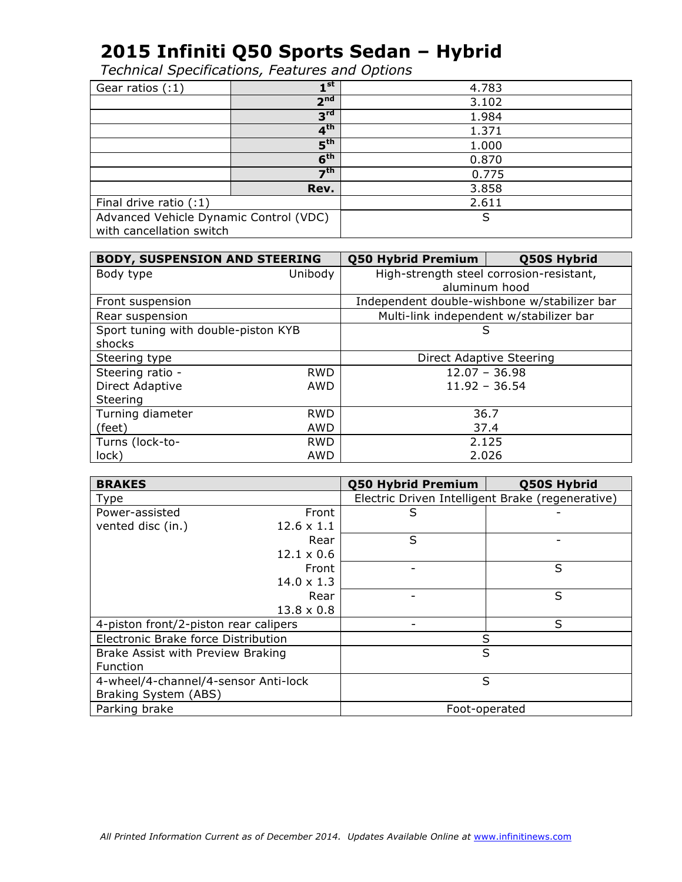# 2015 Infiniti Q50 Sports Sedan – Hybrid

*Technical Specifications, Features and Options*

| | | |
|---|---|---|
| Gear ratios (:1) | 1st | 4.783 |
| | 2nd | 3.102 |
| | 3rd | 1.984 |
| | 4th | 1.371 |
| | 5th | 1.000 |
| | 6th | 0.870 |
| | 7th | 0.775 |
| | **Rev.** | 3.858 |
| Final drive ratio (:1) | | 2.611 |
| Advanced Vehicle Dynamic Control (VDC) with cancellation switch | | S |

| **BODY, SUSPENSION AND STEERING** | | **Q50 Hybrid Premium** | **Q50S Hybrid** |
|---|---|---|---|
| Body type | Unibody | High-strength steel corrosion-resistant, aluminum hood | |
| Front suspension | | Independent double-wishbone w/stabilizer bar | |
| Rear suspension | | Multi-link independent w/stabilizer bar | |
| Sport tuning with double-piston KYB shocks | | S | |
| Steering type | | Direct Adaptive Steering | |
| Steering ratio - Direct Adaptive Steering | RWD | 12.07 – 36.98 | |
| | AWD | 11.92 – 36.54 | |
| Turning diameter (feet) | RWD | 36.7 | |
| | AWD | 37.4 | |
| Turns (lock-to-lock) | RWD | 2.125 | |
| | AWD | 2.026 | |

| **BRAKES** | | **Q50 Hybrid Premium** | **Q50S Hybrid** |
|---|---|---|---|
| Type | | Electric Driven Intelligent Brake (regenerative) | |
| Power-assisted vented disc (in.) | Front 12.6 x 1.1 | S | - |
| | Rear 12.1 x 0.6 | S | - |
| | Front 14.0 x 1.3 | - | S |
| | Rear 13.8 x 0.8 | - | S |
| 4-piston front/2-piston rear calipers | | - | S |
| Electronic Brake force Distribution | | S | |
| Brake Assist with Preview Braking Function | | S | |
| 4-wheel/4-channel/4-sensor Anti-lock Braking System (ABS) | | S | |
| Parking brake | | Foot-operated | |

*All Printed Information Current as of December 2014. Updates Available Online at www.infinitinews.com*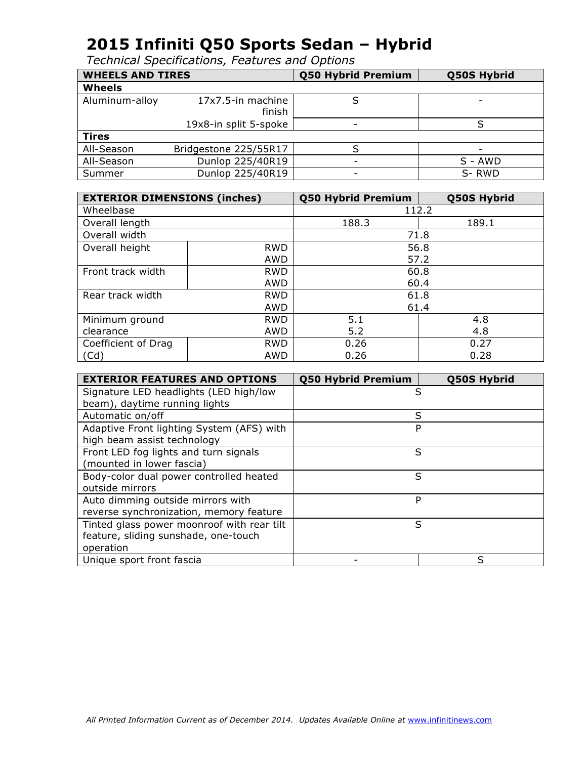# 2015 Infiniti Q50 Sports Sedan – Hybrid

*Technical Specifications, Features and Options*

| WHEELS AND TIRES | | Q50 Hybrid Premium | Q50S Hybrid |
|---|---|---|---|
| **Wheels** | | | |
| Aluminum-alloy | 17x7.5-in machine finish | S | - |
| | 19x8-in split 5-spoke | - | S |
| **Tires** | | | |
| All-Season | Bridgestone 225/55R17 | S | - |
| All-Season | Dunlop 225/40R19 | - | S - AWD |
| Summer | Dunlop 225/40R19 | - | S- RWD |

| EXTERIOR DIMENSIONS (inches) | | Q50 Hybrid Premium | Q50S Hybrid |
|---|---|---|---|
| Wheelbase | | 112.2 | |
| Overall length | | 188.3 | 189.1 |
| Overall width | | 71.8 | |
| Overall height | RWD | 56.8 | |
| | AWD | 57.2 | |
| Front track width | RWD | 60.8 | |
| | AWD | 60.4 | |
| Rear track width | RWD | 61.8 | |
| | AWD | 61.4 | |
| Minimum ground clearance | RWD | 5.1 | 4.8 |
| | AWD | 5.2 | 4.8 |
| Coefficient of Drag (Cd) | RWD | 0.26 | 0.27 |
| | AWD | 0.26 | 0.28 |

| EXTERIOR FEATURES AND OPTIONS | Q50 Hybrid Premium | Q50S Hybrid |
|---|---|---|
| Signature LED headlights (LED high/low beam), daytime running lights | S | |
| Automatic on/off | S | |
| Adaptive Front lighting System (AFS) with high beam assist technology | P | |
| Front LED fog lights and turn signals (mounted in lower fascia) | S | |
| Body-color dual power controlled heated outside mirrors | S | |
| Auto dimming outside mirrors with reverse synchronization, memory feature | P | |
| Tinted glass power moonroof with rear tilt feature, sliding sunshade, one-touch operation | S | |
| Unique sport front fascia | - | S |

*All Printed Information Current as of December 2014. Updates Available Online at www.infinitinews.com*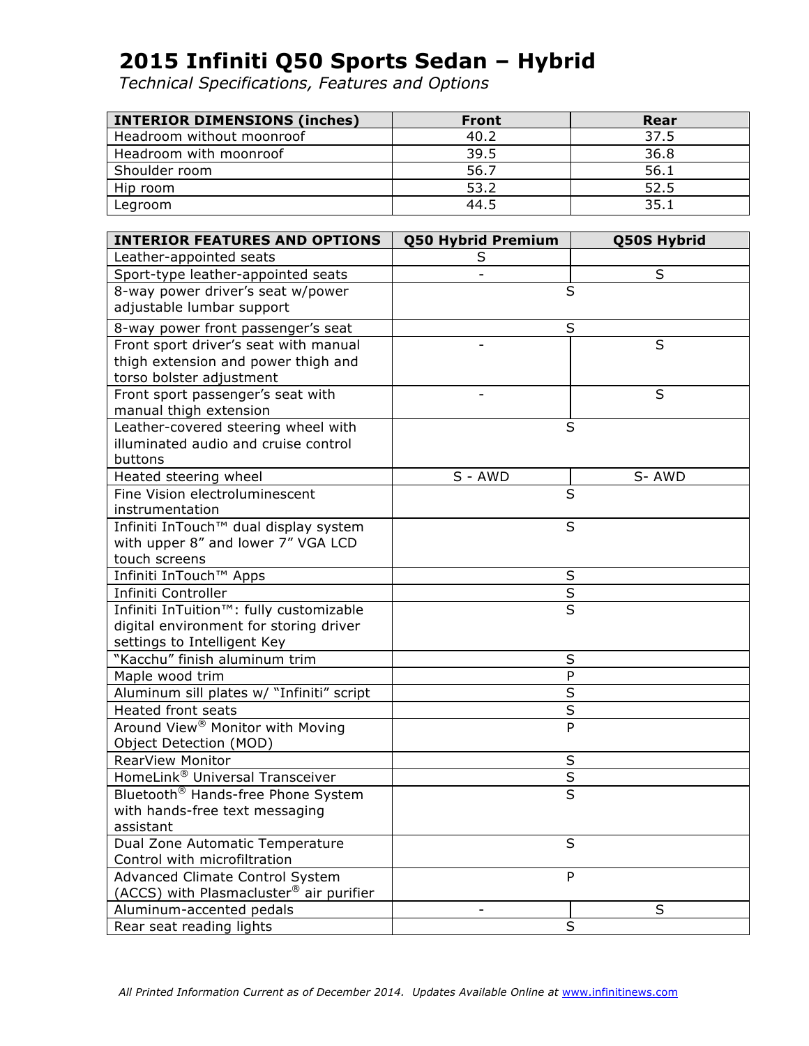# 2015 Infiniti Q50 Sports Sedan – Hybrid

*Technical Specifications, Features and Options*

| INTERIOR DIMENSIONS (inches) | Front | Rear |
|---|---|---|
| Headroom without moonroof | 40.2 | 37.5 |
| Headroom with moonroof | 39.5 | 36.8 |
| Shoulder room | 56.7 | 56.1 |
| Hip room | 53.2 | 52.5 |
| Legroom | 44.5 | 35.1 |

| INTERIOR FEATURES AND OPTIONS | Q50 Hybrid Premium | Q50S Hybrid |
|---|---|---|
| Leather-appointed seats | S | |
| Sport-type leather-appointed seats | - | S |
| 8-way power driver's seat w/power adjustable lumbar support | S | |
| 8-way power front passenger's seat | S | |
| Front sport driver's seat with manual thigh extension and power thigh and torso bolster adjustment | - | S |
| Front sport passenger's seat with manual thigh extension | - | S |
| Leather-covered steering wheel with illuminated audio and cruise control buttons | S | |
| Heated steering wheel | S - AWD | S- AWD |
| Fine Vision electroluminescent instrumentation | S | |
| Infiniti InTouch™ dual display system with upper 8" and lower 7" VGA LCD touch screens | S | |
| Infiniti InTouch™ Apps | S | |
| Infiniti Controller | S | |
| Infiniti InTuition™: fully customizable digital environment for storing driver settings to Intelligent Key | S | |
| "Kacchu" finish aluminum trim | S | |
| Maple wood trim | P | |
| Aluminum sill plates w/ "Infiniti" script | S | |
| Heated front seats | S | |
| Around View® Monitor with Moving Object Detection (MOD) | P | |
| RearView Monitor | S | |
| HomeLink® Universal Transceiver | S | |
| Bluetooth® Hands-free Phone System with hands-free text messaging assistant | S | |
| Dual Zone Automatic Temperature Control with microfiltration | S | |
| Advanced Climate Control System (ACCS) with Plasmacluster® air purifier | P | |
| Aluminum-accented pedals | - | S |
| Rear seat reading lights | S | |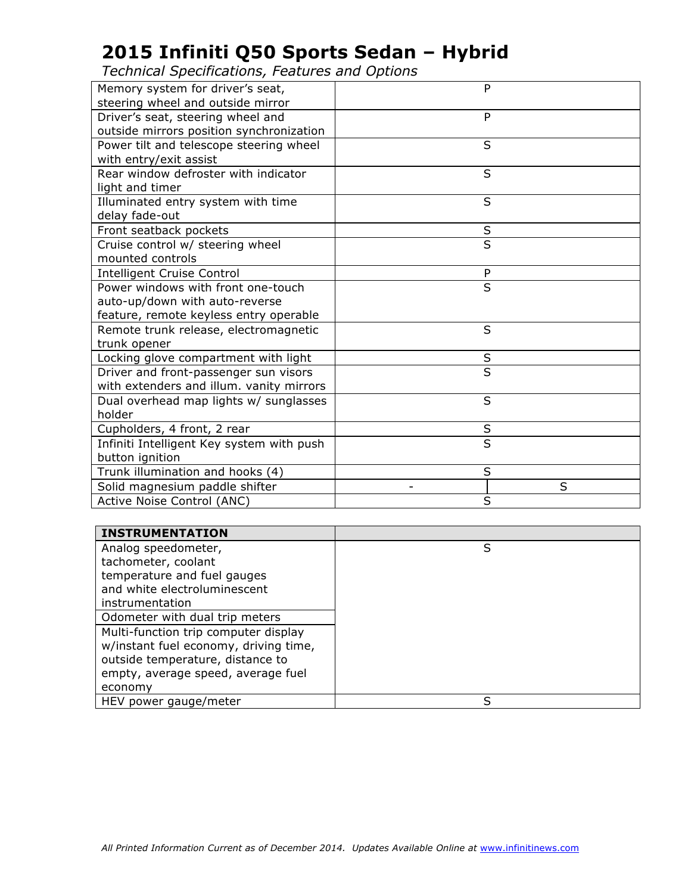# 2015 Infiniti Q50 Sports Sedan – Hybrid

*Technical Specifications, Features and Options*

| | | |
|---|---|---|
| Memory system for driver's seat, steering wheel and outside mirror | P | |
| Driver's seat, steering wheel and outside mirrors position synchronization | P | |
| Power tilt and telescope steering wheel with entry/exit assist | S | |
| Rear window defroster with indicator light and timer | S | |
| Illuminated entry system with time delay fade-out | S | |
| Front seatback pockets | S | |
| Cruise control w/ steering wheel mounted controls | S | |
| Intelligent Cruise Control | P | |
| Power windows with front one-touch auto-up/down with auto-reverse feature, remote keyless entry operable | S | |
| Remote trunk release, electromagnetic trunk opener | S | |
| Locking glove compartment with light | S | |
| Driver and front-passenger sun visors with extenders and illum. vanity mirrors | S | |
| Dual overhead map lights w/ sunglasses holder | S | |
| Cupholders, 4 front, 2 rear | S | |
| Infiniti Intelligent Key system with push button ignition | S | |
| Trunk illumination and hooks (4) | S | |
| Solid magnesium paddle shifter | - | S |
| Active Noise Control (ANC) | S | |

| INSTRUMENTATION | |
|---|---|
| Analog speedometer, tachometer, coolant temperature and fuel gauges and white electroluminescent instrumentation | S |
| Odometer with dual trip meters | |
| Multi-function trip computer display w/instant fuel economy, driving time, outside temperature, distance to empty, average speed, average fuel economy | |
| HEV power gauge/meter | S |

*All Printed Information Current as of December 2014. Updates Available Online at www.infinitinews.com*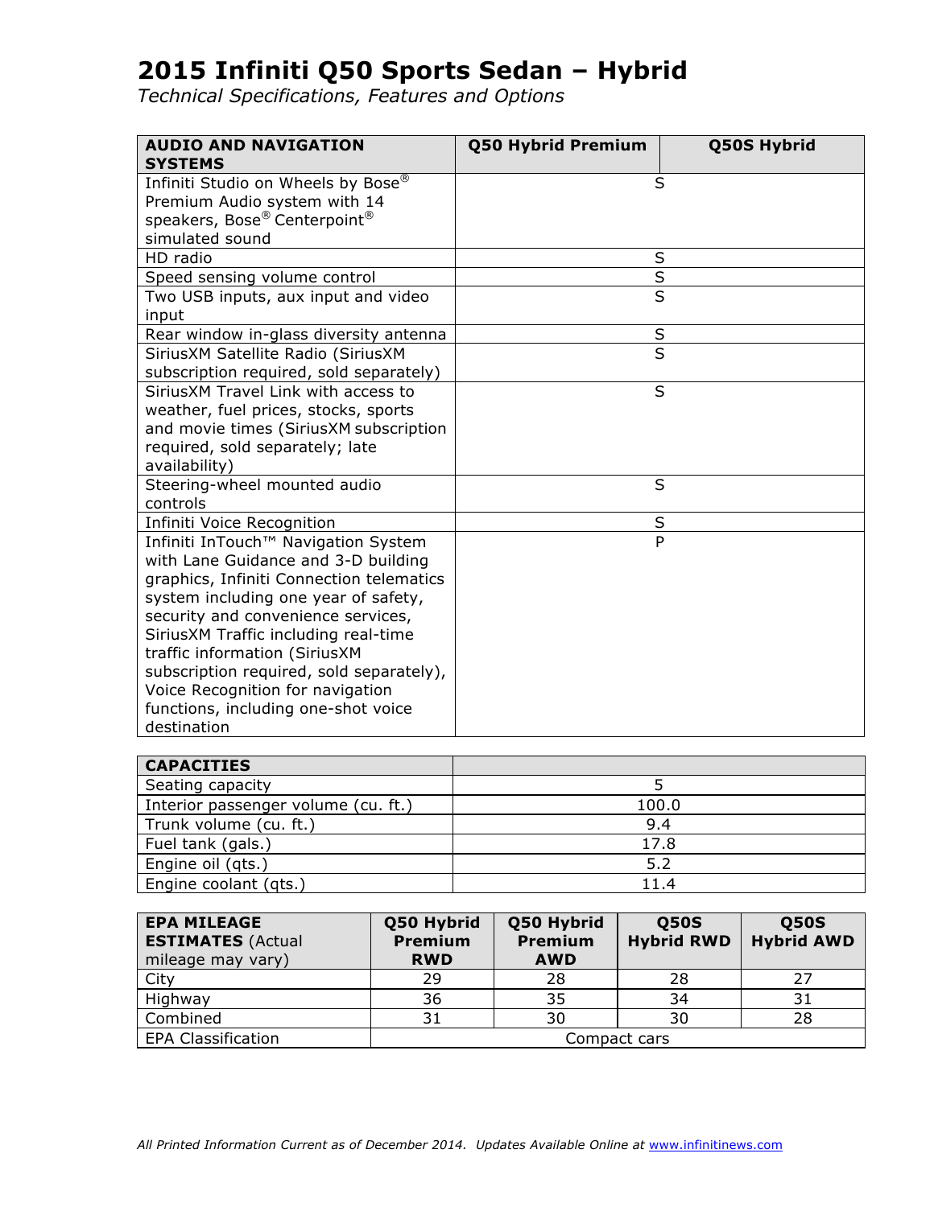# 2015 Infiniti Q50 Sports Sedan – Hybrid

*Technical Specifications, Features and Options*

| AUDIO AND NAVIGATION SYSTEMS | Q50 Hybrid Premium | Q50S Hybrid |
|---|---|---|
| Infiniti Studio on Wheels by Bose® Premium Audio system with 14 speakers, Bose® Centerpoint® simulated sound | S | |
| HD radio | S | |
| Speed sensing volume control | S | |
| Two USB inputs, aux input and video input | S | |
| Rear window in-glass diversity antenna | S | |
| SiriusXM Satellite Radio (SiriusXM subscription required, sold separately) | S | |
| SiriusXM Travel Link with access to weather, fuel prices, stocks, sports and movie times (SiriusXM subscription required, sold separately; late availability) | S | |
| Steering-wheel mounted audio controls | S | |
| Infiniti Voice Recognition | S | |
| Infiniti InTouch™ Navigation System with Lane Guidance and 3-D building graphics, Infiniti Connection telematics system including one year of safety, security and convenience services, SiriusXM Traffic including real-time traffic information (SiriusXM subscription required, sold separately), Voice Recognition for navigation functions, including one-shot voice destination | P | |

| CAPACITIES | |
|---|---|
| Seating capacity | 5 |
| Interior passenger volume (cu. ft.) | 100.0 |
| Trunk volume (cu. ft.) | 9.4 |
| Fuel tank (gals.) | 17.8 |
| Engine oil (qts.) | 5.2 |
| Engine coolant (qts.) | 11.4 |

| **EPA MILEAGE ESTIMATES** (Actual mileage may vary) | Q50 Hybrid Premium RWD | Q50 Hybrid Premium AWD | Q50S Hybrid RWD | Q50S Hybrid AWD |
|---|---|---|---|---|
| City | 29 | 28 | 28 | 27 |
| Highway | 36 | 35 | 34 | 31 |
| Combined | 31 | 30 | 30 | 28 |
| EPA Classification | Compact cars | | | |

*All Printed Information Current as of December 2014. Updates Available Online at* www.infinitinews.com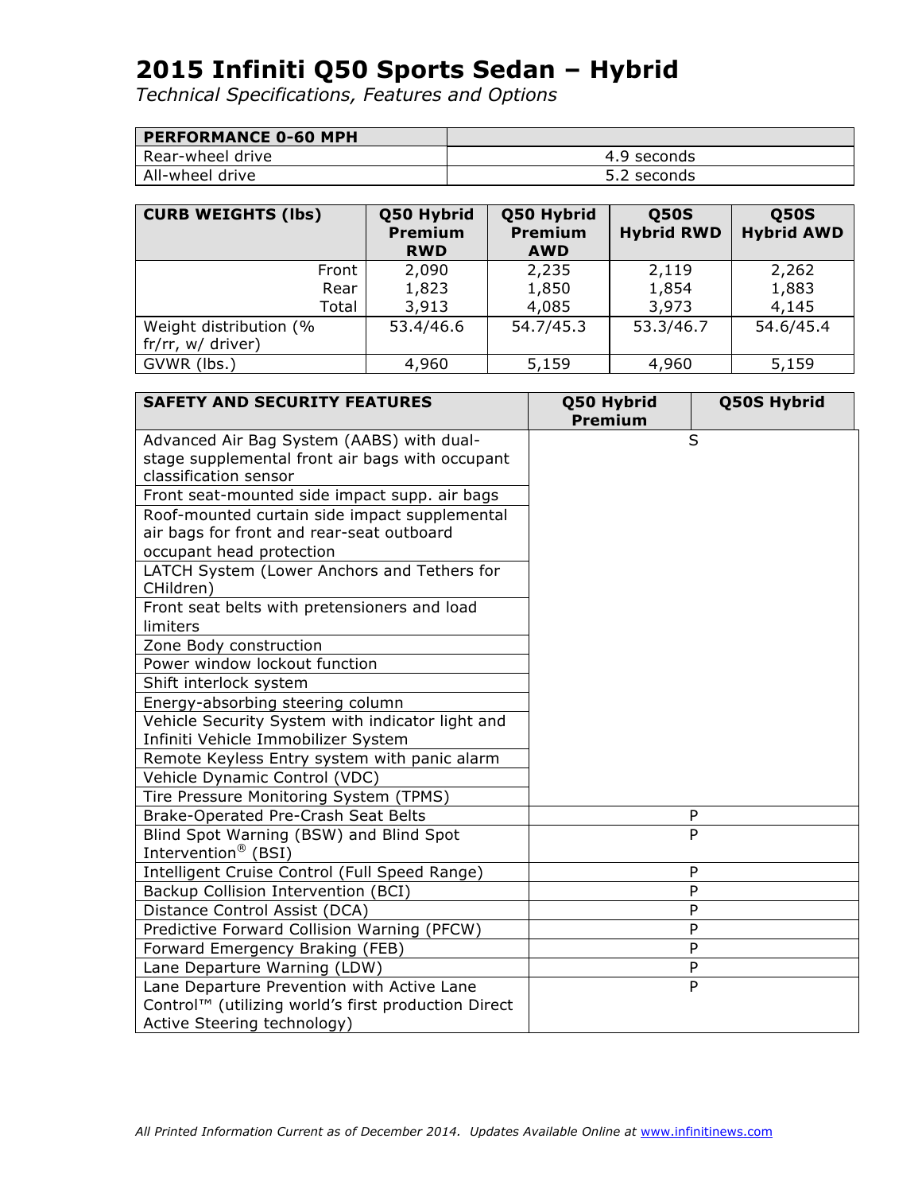# 2015 Infiniti Q50 Sports Sedan – Hybrid

*Technical Specifications, Features and Options*

| PERFORMANCE 0-60 MPH | |
|---|---|
| Rear-wheel drive | 4.9 seconds |
| All-wheel drive | 5.2 seconds |

| CURB WEIGHTS (lbs) | Q50 Hybrid Premium RWD | Q50 Hybrid Premium AWD | Q50S Hybrid RWD | Q50S Hybrid AWD |
|---|---|---|---|---|
| Front | 2,090 | 2,235 | 2,119 | 2,262 |
| Rear | 1,823 | 1,850 | 1,854 | 1,883 |
| Total | 3,913 | 4,085 | 3,973 | 4,145 |
| Weight distribution (% fr/rr, w/ driver) | 53.4/46.6 | 54.7/45.3 | 53.3/46.7 | 54.6/45.4 |
| GVWR (lbs.) | 4,960 | 5,159 | 4,960 | 5,159 |

| SAFETY AND SECURITY FEATURES | Q50 Hybrid Premium | Q50S Hybrid |
|---|---|---|
| Advanced Air Bag System (AABS) with dual-stage supplemental front air bags with occupant classification sensor | S | |
| Front seat-mounted side impact supp. air bags | | |
| Roof-mounted curtain side impact supplemental air bags for front and rear-seat outboard occupant head protection | | |
| LATCH System (Lower Anchors and Tethers for CHildren) | | |
| Front seat belts with pretensioners and load limiters | | |
| Zone Body construction | | |
| Power window lockout function | | |
| Shift interlock system | | |
| Energy-absorbing steering column | | |
| Vehicle Security System with indicator light and Infiniti Vehicle Immobilizer System | | |
| Remote Keyless Entry system with panic alarm | | |
| Vehicle Dynamic Control (VDC) | | |
| Tire Pressure Monitoring System (TPMS) | | |
| Brake-Operated Pre-Crash Seat Belts | P | |
| Blind Spot Warning (BSW) and Blind Spot Intervention® (BSI) | P | |
| Intelligent Cruise Control (Full Speed Range) | P | |
| Backup Collision Intervention (BCI) | P | |
| Distance Control Assist (DCA) | P | |
| Predictive Forward Collision Warning (PFCW) | P | |
| Forward Emergency Braking (FEB) | P | |
| Lane Departure Warning (LDW) | P | |
| Lane Departure Prevention with Active Lane Control™ (utilizing world's first production Direct Active Steering technology) | P | |

*All Printed Information Current as of December 2014. Updates Available Online at* www.infinitinews.com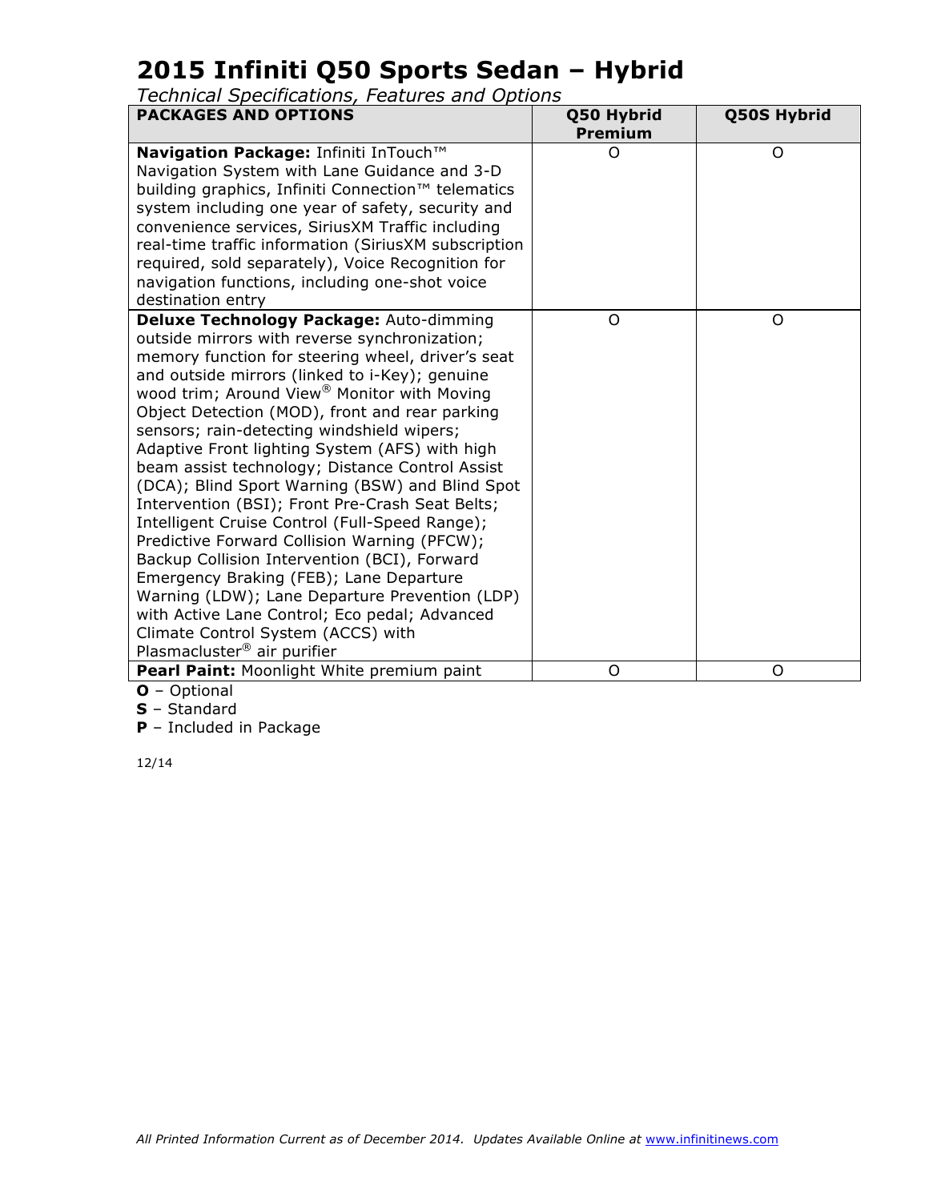# 2015 Infiniti Q50 Sports Sedan – Hybrid

*Technical Specifications, Features and Options*

| PACKAGES AND OPTIONS | Q50 Hybrid Premium | Q50S Hybrid |
|---|---|---|
| **Navigation Package:** Infiniti InTouch™ Navigation System with Lane Guidance and 3-D building graphics, Infiniti Connection™ telematics system including one year of safety, security and convenience services, SiriusXM Traffic including real-time traffic information (SiriusXM subscription required, sold separately), Voice Recognition for navigation functions, including one-shot voice destination entry | O | O |
| **Deluxe Technology Package:** Auto-dimming outside mirrors with reverse synchronization; memory function for steering wheel, driver's seat and outside mirrors (linked to i-Key); genuine wood trim; Around View® Monitor with Moving Object Detection (MOD), front and rear parking sensors; rain-detecting windshield wipers; Adaptive Front lighting System (AFS) with high beam assist technology; Distance Control Assist (DCA); Blind Sport Warning (BSW) and Blind Spot Intervention (BSI); Front Pre-Crash Seat Belts; Intelligent Cruise Control (Full-Speed Range); Predictive Forward Collision Warning (PFCW); Backup Collision Intervention (BCI), Forward Emergency Braking (FEB); Lane Departure Warning (LDW); Lane Departure Prevention (LDP) with Active Lane Control; Eco pedal; Advanced Climate Control System (ACCS) with Plasmacluster® air purifier | O | O |
| **Pearl Paint:** Moonlight White premium paint | O | O |

**O** – Optional
**S** – Standard
**P** – Included in Package

12/14

*All Printed Information Current as of December 2014. Updates Available Online at www.infinitinews.com*